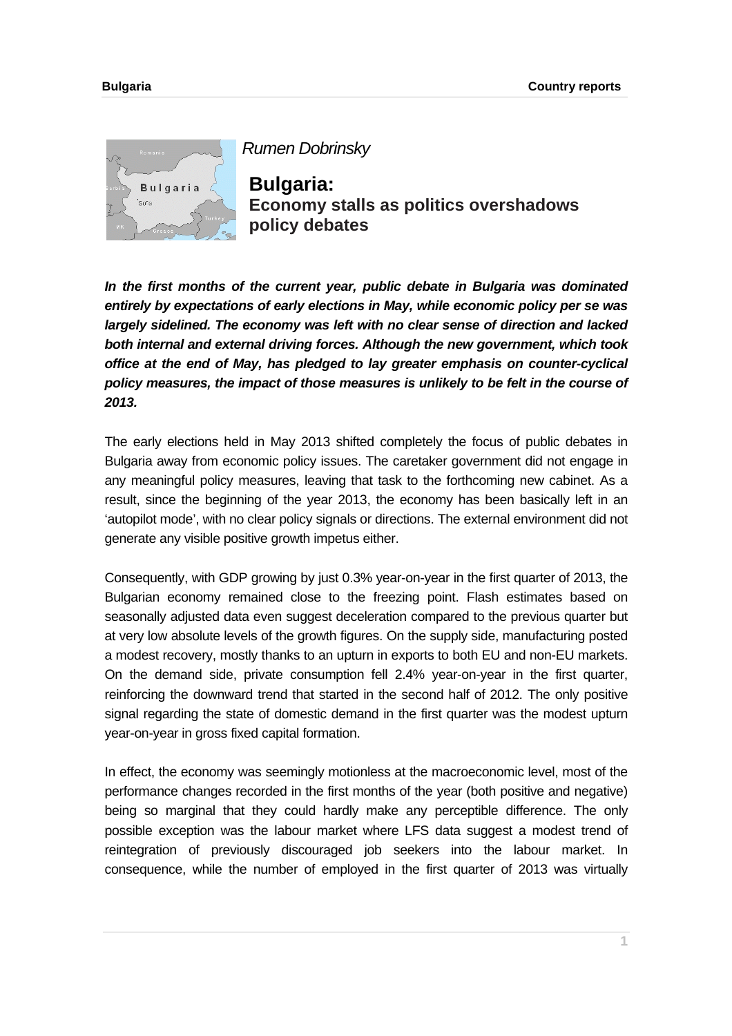*Rumen Dobrinsky*

# Bulgaria:
## Economy stalls as politics overshadows policy debates

***In the first months of the current year, public debate in Bulgaria was dominated entirely by expectations of early elections in May, while economic policy per se was largely sidelined. The economy was left with no clear sense of direction and lacked both internal and external driving forces. Although the new government, which took office at the end of May, has pledged to lay greater emphasis on counter-cyclical policy measures, the impact of those measures is unlikely to be felt in the course of 2013.***

The early elections held in May 2013 shifted completely the focus of public debates in Bulgaria away from economic policy issues. The caretaker government did not engage in any meaningful policy measures, leaving that task to the forthcoming new cabinet. As a result, since the beginning of the year 2013, the economy has been basically left in an 'autopilot mode', with no clear policy signals or directions. The external environment did not generate any visible positive growth impetus either.

Consequently, with GDP growing by just 0.3% year-on-year in the first quarter of 2013, the Bulgarian economy remained close to the freezing point. Flash estimates based on seasonally adjusted data even suggest deceleration compared to the previous quarter but at very low absolute levels of the growth figures. On the supply side, manufacturing posted a modest recovery, mostly thanks to an upturn in exports to both EU and non-EU markets. On the demand side, private consumption fell 2.4% year-on-year in the first quarter, reinforcing the downward trend that started in the second half of 2012. The only positive signal regarding the state of domestic demand in the first quarter was the modest upturn year-on-year in gross fixed capital formation.

In effect, the economy was seemingly motionless at the macroeconomic level, most of the performance changes recorded in the first months of the year (both positive and negative) being so marginal that they could hardly make any perceptible difference. The only possible exception was the labour market where LFS data suggest a modest trend of reintegration of previously discouraged job seekers into the labour market. In consequence, while the number of employed in the first quarter of 2013 was virtually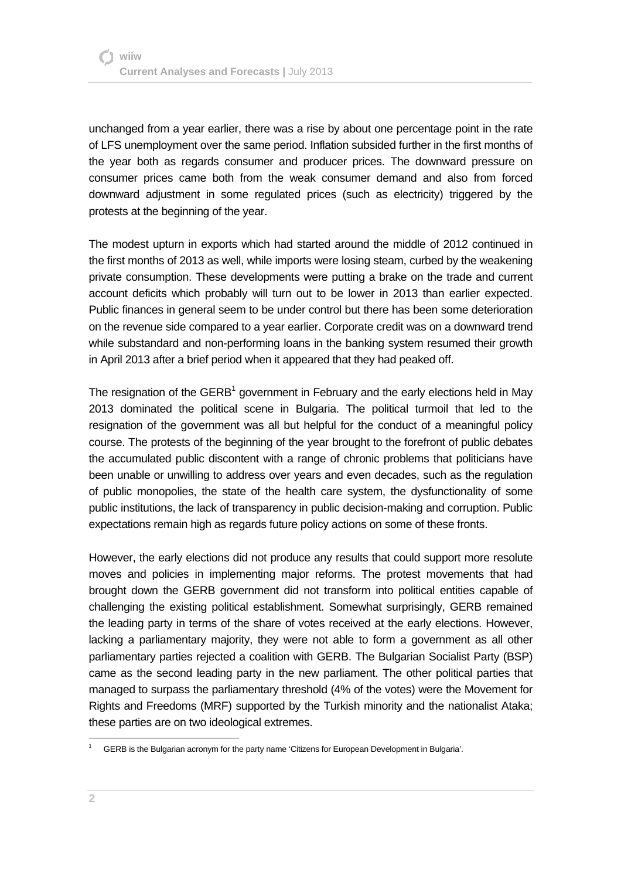unchanged from a year earlier, there was a rise by about one percentage point in the rate of LFS unemployment over the same period. Inflation subsided further in the first months of the year both as regards consumer and producer prices. The downward pressure on consumer prices came both from the weak consumer demand and also from forced downward adjustment in some regulated prices (such as electricity) triggered by the protests at the beginning of the year.

The modest upturn in exports which had started around the middle of 2012 continued in the first months of 2013 as well, while imports were losing steam, curbed by the weakening private consumption. These developments were putting a brake on the trade and current account deficits which probably will turn out to be lower in 2013 than earlier expected. Public finances in general seem to be under control but there has been some deterioration on the revenue side compared to a year earlier. Corporate credit was on a downward trend while substandard and non-performing loans in the banking system resumed their growth in April 2013 after a brief period when it appeared that they had peaked off.

The resignation of the GERB[1] government in February and the early elections held in May 2013 dominated the political scene in Bulgaria. The political turmoil that led to the resignation of the government was all but helpful for the conduct of a meaningful policy course. The protests of the beginning of the year brought to the forefront of public debates the accumulated public discontent with a range of chronic problems that politicians have been unable or unwilling to address over years and even decades, such as the regulation of public monopolies, the state of the health care system, the dysfunctionality of some public institutions, the lack of transparency in public decision-making and corruption. Public expectations remain high as regards future policy actions on some of these fronts.

However, the early elections did not produce any results that could support more resolute moves and policies in implementing major reforms. The protest movements that had brought down the GERB government did not transform into political entities capable of challenging the existing political establishment. Somewhat surprisingly, GERB remained the leading party in terms of the share of votes received at the early elections. However, lacking a parliamentary majority, they were not able to form a government as all other parliamentary parties rejected a coalition with GERB. The Bulgarian Socialist Party (BSP) came as the second leading party in the new parliament. The other political parties that managed to surpass the parliamentary threshold (4% of the votes) were the Movement for Rights and Freedoms (MRF) supported by the Turkish minority and the nationalist Ataka; these parties are on two ideological extremes.

[1] GERB is the Bulgarian acronym for the party name 'Citizens for European Development in Bulgaria'.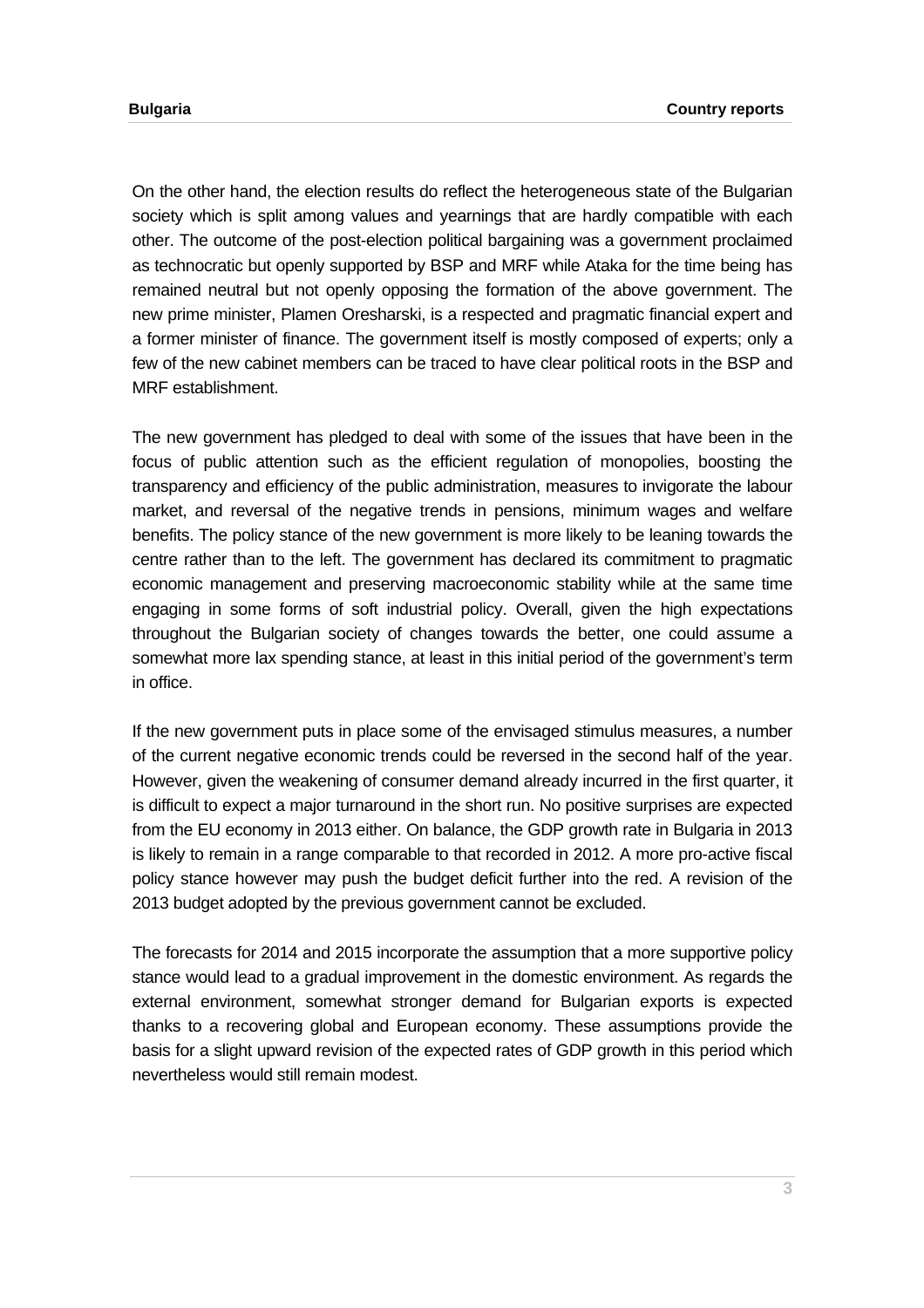On the other hand, the election results do reflect the heterogeneous state of the Bulgarian society which is split among values and yearnings that are hardly compatible with each other. The outcome of the post-election political bargaining was a government proclaimed as technocratic but openly supported by BSP and MRF while Ataka for the time being has remained neutral but not openly opposing the formation of the above government. The new prime minister, Plamen Oresharski, is a respected and pragmatic financial expert and a former minister of finance. The government itself is mostly composed of experts; only a few of the new cabinet members can be traced to have clear political roots in the BSP and MRF establishment.

The new government has pledged to deal with some of the issues that have been in the focus of public attention such as the efficient regulation of monopolies, boosting the transparency and efficiency of the public administration, measures to invigorate the labour market, and reversal of the negative trends in pensions, minimum wages and welfare benefits. The policy stance of the new government is more likely to be leaning towards the centre rather than to the left. The government has declared its commitment to pragmatic economic management and preserving macroeconomic stability while at the same time engaging in some forms of soft industrial policy. Overall, given the high expectations throughout the Bulgarian society of changes towards the better, one could assume a somewhat more lax spending stance, at least in this initial period of the government's term in office.

If the new government puts in place some of the envisaged stimulus measures, a number of the current negative economic trends could be reversed in the second half of the year. However, given the weakening of consumer demand already incurred in the first quarter, it is difficult to expect a major turnaround in the short run. No positive surprises are expected from the EU economy in 2013 either. On balance, the GDP growth rate in Bulgaria in 2013 is likely to remain in a range comparable to that recorded in 2012. A more pro-active fiscal policy stance however may push the budget deficit further into the red. A revision of the 2013 budget adopted by the previous government cannot be excluded.

The forecasts for 2014 and 2015 incorporate the assumption that a more supportive policy stance would lead to a gradual improvement in the domestic environment. As regards the external environment, somewhat stronger demand for Bulgarian exports is expected thanks to a recovering global and European economy. These assumptions provide the basis for a slight upward revision of the expected rates of GDP growth in this period which nevertheless would still remain modest.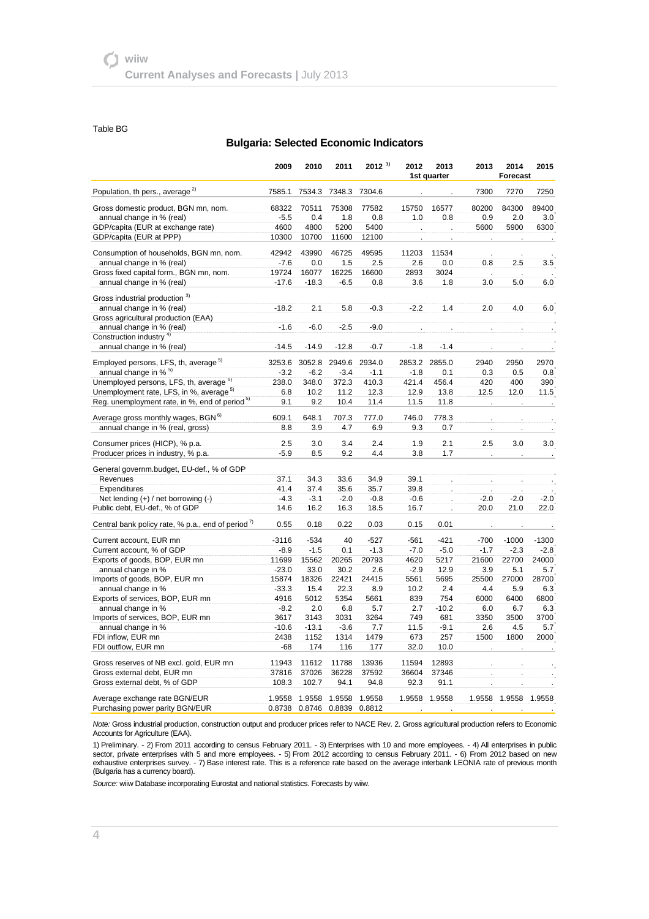Table BG

## Bulgaria: Selected Economic Indicators

| | 2009 | 2010 | 2011 | 2012 [1] | 2012 | 2013 | 2013 | 2014 | 2015 |
|---|---|---|---|---|---|---|---|---|---|
| | | | | | 1st quarter | | | Forecast | |
| Population, th pers., average [2] | 7585.1 | 7534.3 | 7348.3 | 7304.6 | . | . | 7300 | 7270 | 7250 |
| Gross domestic product, BGN mn, nom. | 68322 | 70511 | 75308 | 77582 | 15750 | 16577 | 80200 | 84300 | 89400 |
| annual change in % (real) | -5.5 | 0.4 | 1.8 | 0.8 | 1.0 | 0.8 | 0.9 | 2.0 | 3.0 |
| GDP/capita (EUR at exchange rate) | 4600 | 4800 | 5200 | 5400 | . | . | 5600 | 5900 | 6300 |
| GDP/capita (EUR at PPP) | 10300 | 10700 | 11600 | 12100 | . | . | . | . | . |
| Consumption of households, BGN mn, nom. | 42942 | 43990 | 46725 | 49595 | 11203 | 11534 | . | . | . |
| annual change in % (real) | -7.6 | 0.0 | 1.5 | 2.5 | 2.6 | 0.0 | 0.8 | 2.5 | 3.5 |
| Gross fixed capital form., BGN mn, nom. | 19724 | 16077 | 16225 | 16600 | 2893 | 3024 | . | . | . |
| annual change in % (real) | -17.6 | -18.3 | -6.5 | 0.8 | 3.6 | 1.8 | 3.0 | 5.0 | 6.0 |
| Gross industrial production [3] | | | | | | | | | |
| annual change in % (real) | -18.2 | 2.1 | 5.8 | -0.3 | -2.2 | 1.4 | 2.0 | 4.0 | 6.0 |
| Gross agricultural production (EAA) | | | | | | | | | |
| annual change in % (real) | -1.6 | -6.0 | -2.5 | -9.0 | . | . | . | . | . |
| Construction industry [4] | | | | | | | | | |
| annual change in % (real) | -14.5 | -14.9 | -12.8 | -0.7 | -1.8 | -1.4 | . | . | . |
| Employed persons, LFS, th, average [5] | 3253.6 | 3052.8 | 2949.6 | 2934.0 | 2853.2 | 2855.0 | 2940 | 2950 | 2970 |
| annual change in % [5] | -3.2 | -6.2 | -3.4 | -1.1 | -1.8 | 0.1 | 0.3 | 0.5 | 0.8 |
| Unemployed persons, LFS, th, average [5] | 238.0 | 348.0 | 372.3 | 410.3 | 421.4 | 456.4 | 420 | 400 | 390 |
| Unemployment rate, LFS, in %, average [5] | 6.8 | 10.2 | 11.2 | 12.3 | 12.9 | 13.8 | 12.5 | 12.0 | 11.5 |
| Reg. unemployment rate, in %, end of period [5] | 9.1 | 9.2 | 10.4 | 11.4 | 11.5 | 11.8 | . | . | . |
| Average gross monthly wages, BGN [6] | 609.1 | 648.1 | 707.3 | 777.0 | 746.0 | 778.3 | . | . | . |
| annual change in % (real, gross) | 8.8 | 3.9 | 4.7 | 6.9 | 9.3 | 0.7 | . | . | . |
| Consumer prices (HICP), % p.a. | 2.5 | 3.0 | 3.4 | 2.4 | 1.9 | 2.1 | 2.5 | 3.0 | 3.0 |
| Producer prices in industry, % p.a. | -5.9 | 8.5 | 9.2 | 4.4 | 3.8 | 1.7 | . | . | . |
| General governm.budget, EU-def., % of GDP | | | | | | | | | |
| Revenues | 37.1 | 34.3 | 33.6 | 34.9 | 39.1 | . | . | . | . |
| Expenditures | 41.4 | 37.4 | 35.6 | 35.7 | 39.8 | . | . | . | . |
| Net lending (+) / net borrowing (-) | -4.3 | -3.1 | -2.0 | -0.8 | -0.6 | . | -2.0 | -2.0 | -2.0 |
| Public debt, EU-def., % of GDP | 14.6 | 16.2 | 16.3 | 18.5 | 16.7 | . | 20.0 | 21.0 | 22.0 |
| Central bank policy rate, % p.a., end of period [7] | 0.55 | 0.18 | 0.22 | 0.03 | 0.15 | 0.01 | . | . | . |
| Current account, EUR mn | -3116 | -534 | 40 | -527 | -561 | -421 | -700 | -1000 | -1300 |
| Current account, % of GDP | -8.9 | -1.5 | 0.1 | -1.3 | -7.0 | -5.0 | -1.7 | -2.3 | -2.8 |
| Exports of goods, BOP, EUR mn | 11699 | 15562 | 20265 | 20793 | 4620 | 5217 | 21600 | 22700 | 24000 |
| annual change in % | -23.0 | 33.0 | 30.2 | 2.6 | -2.9 | 12.9 | 3.9 | 5.1 | 5.7 |
| Imports of goods, BOP, EUR mn | 15874 | 18326 | 22421 | 24415 | 5561 | 5695 | 25500 | 27000 | 28700 |
| annual change in % | -33.3 | 15.4 | 22.3 | 8.9 | 10.2 | 2.4 | 4.4 | 5.9 | 6.3 |
| Exports of services, BOP, EUR mn | 4916 | 5012 | 5354 | 5661 | 839 | 754 | 6000 | 6400 | 6800 |
| annual change in % | -8.2 | 2.0 | 6.8 | 5.7 | 2.7 | -10.2 | 6.0 | 6.7 | 6.3 |
| Imports of services, BOP, EUR mn | 3617 | 3143 | 3031 | 3264 | 749 | 681 | 3350 | 3500 | 3700 |
| annual change in % | -10.6 | -13.1 | -3.6 | 7.7 | 11.5 | -9.1 | 2.6 | 4.5 | 5.7 |
| FDI inflow, EUR mn | 2438 | 1152 | 1314 | 1479 | 673 | 257 | 1500 | 1800 | 2000 |
| FDI outflow, EUR mn | -68 | 174 | 116 | 177 | 32.0 | 10.0 | . | . | . |
| Gross reserves of NB excl. gold, EUR mn | 11943 | 11612 | 11788 | 13936 | 11594 | 12893 | . | . | . |
| Gross external debt, EUR mn | 37816 | 37026 | 36228 | 37592 | 36604 | 37346 | . | . | . |
| Gross external debt, % of GDP | 108.3 | 102.7 | 94.1 | 94.8 | 92.3 | 91.1 | . | . | . |
| Average exchange rate BGN/EUR | 1.9558 | 1.9558 | 1.9558 | 1.9558 | 1.9558 | 1.9558 | 1.9558 | 1.9558 | 1.9558 |
| Purchasing power parity BGN/EUR | 0.8738 | 0.8746 | 0.8839 | 0.8812 | . | . | . | . | . |

*Note:* Gross industrial production, construction output and producer prices refer to NACE Rev. 2. Gross agricultural production refers to Economic Accounts for Agriculture (EAA).

1) Preliminary. - 2) From 2011 according to census February 2011. - 3) Enterprises with 10 and more employees. - 4) All enterprises in public sector, private enterprises with 5 and more employees. - 5) From 2012 according to census February 2011. - 6) From 2012 based on new exhaustive enterprises survey. - 7) Base interest rate. This is a reference rate based on the average interbank LEONIA rate of previous month (Bulgaria has a currency board).

*Source:* wiiw Database incorporating Eurostat and national statistics. Forecasts by wiiw.